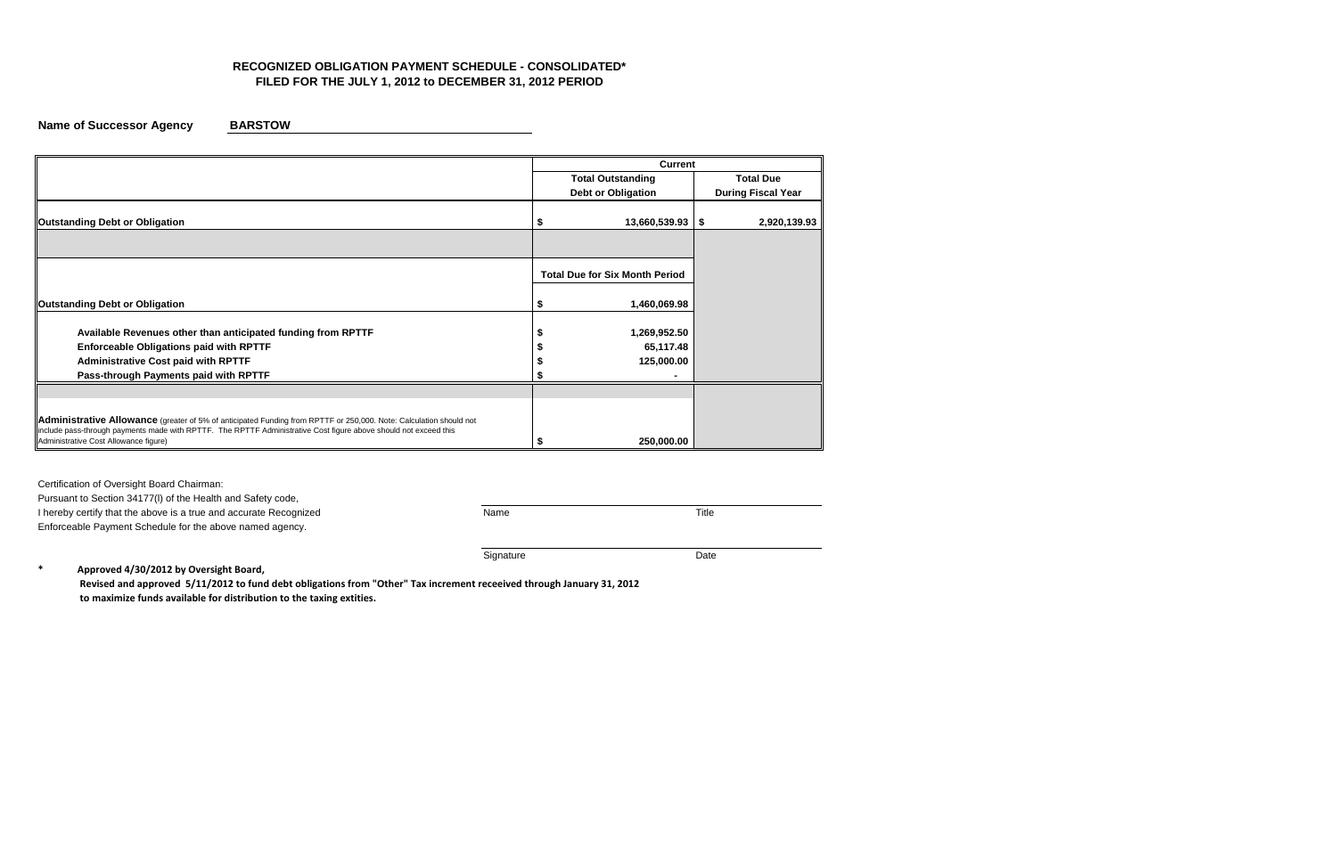# RECOGNIZED OBLIGATION PAYMENT SCHEDULE - CONSOLIDATED*
## FILED FOR THE JULY 1, 2012 to DECEMBER 31, 2012 PERIOD

**Name of Successor Agency** **BARSTOW**

| | Current | |
|---|---|---|
| | **Total Outstanding Debt or Obligation** | **Total Due During Fiscal Year** |
| **Outstanding Debt or Obligation** | $ 13,660,539.93 | $ 2,920,139.93 |
| | | |
| | **Total Due for Six Month Period** | |
| **Outstanding Debt or Obligation** | $ 1,460,069.98 | |
| **Available Revenues other than anticipated funding from RPTTF** | $ 1,269,952.50 | |
| **Enforceable Obligations paid with RPTTF** | $ 65,117.48 | |
| **Administrative Cost paid with RPTTF** | $ 125,000.00 | |
| **Pass-through Payments paid with RPTTF** | $ - | |
| | | |
| **Administrative Allowance** (greater of 5% of anticipated Funding from RPTTF or 250,000. Note: Calculation should not include pass-through payments made with RPTTF. The RPTTF Administrative Cost figure above should not exceed this Administrative Cost Allowance figure) | $ 250,000.00 | |

Certification of Oversight Board Chairman:
Pursuant to Section 34177(l) of the Health and Safety code,
I hereby certify that the above is a true and accurate Recognized
Enforceable Payment Schedule for the above named agency.

Name ____________________ Title ____________________

Signature ____________________ Date ____________________

\* **Approved 4/30/2012 by Oversight Board,**
**Revised and approved 5/11/2012 to fund debt obligations from "Other" Tax increment receeived through January 31, 2012**
**to maximize funds available for distribution to the taxing extities.**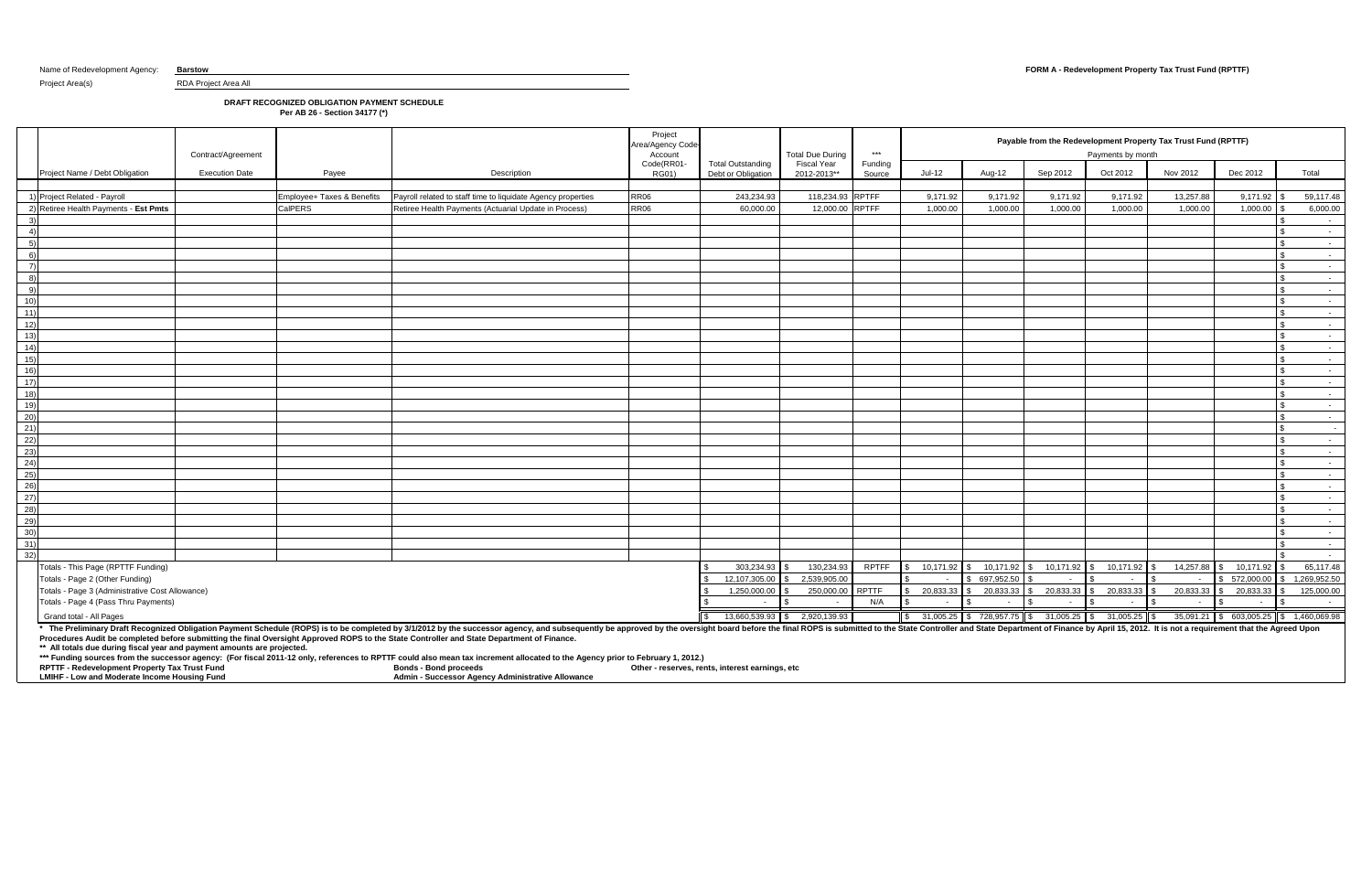Name of Redevelopment Agency: **Barstow**

Project Area(s) RDA Project Area All

**FORM A - Redevelopment Property Tax Trust Fund (RPTTF)**

**DRAFT RECOGNIZED OBLIGATION PAYMENT SCHEDULE**
**Per AB 26 - Section 34177 (*)**

| | Project Name / Debt Obligation | Contract/Agreement Execution Date | Payee | Description | Project Area/Agency Code-Account Code(RR01-RG01) | Total Outstanding Debt or Obligation | Total Due During Fiscal Year 2012-2013** | *** Funding Source | Payable from the Redevelopment Property Tax Trust Fund (RPTTF) Payments by month Jul-12 | Aug-12 | Sep 2012 | Oct 2012 | Nov 2012 | Dec 2012 | Total |
|---|---|---|---|---|---|---|---|---|---|---|---|---|---|---|---|
| 1) | Project Related - Payroll | | Employee+ Taxes & Benefits | Payroll related to staff time to liquidate Agency properties | RR06 | 243,234.93 | 118,234.93 | RPTFF | 9,171.92 | 9,171.92 | 9,171.92 | 9,171.92 | 13,257.88 | 9,171.92 | $ 59,117.48 |
| 2) | Retiree Health Payments - **Est Pmts** | | CalPERS | Retiree Health Payments (Actuarial Update in Process) | RR06 | 60,000.00 | 12,000.00 | RPTFF | 1,000.00 | 1,000.00 | 1,000.00 | 1,000.00 | 1,000.00 | 1,000.00 | $ 6,000.00 |
| 3) | | | | | | | | | | | | | | | $ - |
| 4) | | | | | | | | | | | | | | | $ - |
| 5) | | | | | | | | | | | | | | | $ - |
| 6) | | | | | | | | | | | | | | | $ - |
| 7) | | | | | | | | | | | | | | | $ - |
| 8) | | | | | | | | | | | | | | | $ - |
| 9) | | | | | | | | | | | | | | | $ - |
| 10) | | | | | | | | | | | | | | | $ - |
| 11) | | | | | | | | | | | | | | | $ - |
| 12) | | | | | | | | | | | | | | | $ - |
| 13) | | | | | | | | | | | | | | | $ - |
| 14) | | | | | | | | | | | | | | | $ - |
| 15) | | | | | | | | | | | | | | | $ - |
| 16) | | | | | | | | | | | | | | | $ - |
| 17) | | | | | | | | | | | | | | | $ - |
| 18) | | | | | | | | | | | | | | | $ - |
| 19) | | | | | | | | | | | | | | | $ - |
| 20) | | | | | | | | | | | | | | | $ - |
| 21) | | | | | | | | | | | | | | | $ - |
| 22) | | | | | | | | | | | | | | | $ - |
| 23) | | | | | | | | | | | | | | | $ - |
| 24) | | | | | | | | | | | | | | | $ - |
| 25) | | | | | | | | | | | | | | | $ - |
| 26) | | | | | | | | | | | | | | | $ - |
| 27) | | | | | | | | | | | | | | | $ - |
| 28) | | | | | | | | | | | | | | | $ - |
| 29) | | | | | | | | | | | | | | | $ - |
| 30) | | | | | | | | | | | | | | | $ - |
| 31) | | | | | | | | | | | | | | | $ - |
| 32) | | | | | | | | | | | | | | | $ - |
| | Totals - This Page (RPTTF Funding) | | | | | $ 303,234.93 | $ 130,234.93 | RPTFF | $ 10,171.92 | $ 10,171.92 | $ 10,171.92 | $ 10,171.92 | $ 14,257.88 | $ 10,171.92 | $ 65,117.48 |
| | Totals - Page 2 (Other Funding) | | | | | $ 12,107,305.00 | $ 2,539,905.00 | | $ - | $ 697,952.50 | $ - | $ - | $ - | $ 572,000.00 | $ 1,269,952.50 |
| | Totals - Page 3 (Administrative Cost Allowance) | | | | | $ 1,250,000.00 | $ 250,000.00 | RPTTF | $ 20,833.33 | $ 20,833.33 | $ 20,833.33 | $ 20,833.33 | $ 20,833.33 | $ 20,833.33 | $ 125,000.00 |
| | Totals - Page 4 (Pass Thru Payments) | | | | | $ - | $ - | N/A | $ - | $ - | $ - | $ - | $ - | $ - | $ - |
| | Grand total - All Pages | | | | | $ 13,660,539.93 | $ 2,920,139.93 | | $ 31,005.25 | $ 728,957.75 | $ 31,005.25 | $ 31,005.25 | $ 35,091.21 | $ 603,005.25 | $ 1,460,069.98 |

\* The Preliminary Draft Recognized Obligation Payment Schedule (ROPS) is to be completed by 3/1/2012 by the successor agency, and subsequently be approved by the oversight board before the final ROPS is submitted to the State Controller and State Department of Finance by April 15, 2012. It is not a requirement that the Agreed Upon Procedures Audit be completed before submitting the final Oversight Approved ROPS to the State Controller and State Department of Finance.

** All totals due during fiscal year and payment amounts are projected.

*** Funding sources from the successor agency: (For fiscal 2011-12 only, references to RPTTF could also mean tax increment allocated to the Agency prior to February 1, 2012.)

**RPTTF - Redevelopment Property Tax Trust Fund** **Bonds - Bond proceeds** Other - reserves, rents, interest earnings, etc

**LMIHF - Low and Moderate Income Housing Fund** **Admin - Successor Agency Administrative Allowance**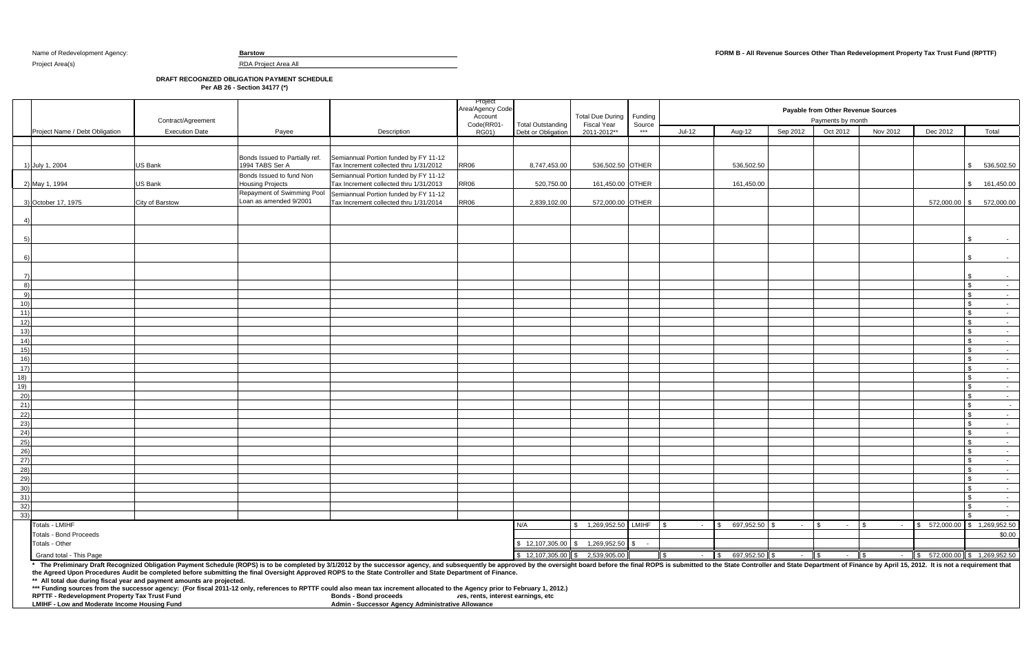Name of Redevelopment Agency: **Barstow**

Project Area(s): RDA Project Area All

**FORM B - All Revenue Sources Other Than Redevelopment Property Tax Trust Fund (RPTTF)**

**DRAFT RECOGNIZED OBLIGATION PAYMENT SCHEDULE**
**Per AB 26 - Section 34177 (*)**

| | Project Name / Debt Obligation | Contract/Agreement Execution Date | Payee | Description | Project Area/Agency Code-Account Code(RR01-RG01) | Total Outstanding Debt or Obligation | Total Due During Fiscal Year 2011-2012** | Funding Source *** | Payable from Other Revenue Sources — Payments by month: Jul-12 | Aug-12 | Sep 2012 | Oct 2012 | Nov 2012 | Dec 2012 | Total |
|---|---|---|---|---|---|---|---|---|---|---|---|---|---|---|---|
| 1) | July 1, 2004 | US Bank | Bonds Issued to Partially ref. 1994 TABS Ser A | Semiannual Portion funded by FY 11-12 Tax Increment collected thru 1/31/2012 | RR06 | 8,747,453.00 | 536,502.50 | OTHER | | 536,502.50 | | | | | $ 536,502.50 |
| 2) | May 1, 1994 | US Bank | Bonds Issued to fund Non Housing Projects | Semiannual Portion funded by FY 11-12 Tax Increment collected thru 1/31/2013 | RR06 | 520,750.00 | 161,450.00 | OTHER | | 161,450.00 | | | | | $ 161,450.00 |
| 3) | October 17, 1975 | City of Barstow | Repayment of Swimming Pool Loan as amended 9/2001 | Semiannual Portion funded by FY 11-12 Tax Increment collected thru 1/31/2014 | RR06 | 2,839,102.00 | 572,000.00 | OTHER | | | | | | 572,000.00 | $ 572,000.00 |
| 4) | | | | | | | | | | | | | | | |
| 5) | | | | | | | | | | | | | | | $ - |
| 6) | | | | | | | | | | | | | | | $ - |
| 7) | | | | | | | | | | | | | | | $ - |
| 8) | | | | | | | | | | | | | | | $ - |
| 9) | | | | | | | | | | | | | | | $ - |
| 10) | | | | | | | | | | | | | | | $ - |
| 11) | | | | | | | | | | | | | | | $ - |
| 12) | | | | | | | | | | | | | | | $ - |
| 13) | | | | | | | | | | | | | | | $ - |
| 14) | | | | | | | | | | | | | | | $ - |
| 15) | | | | | | | | | | | | | | | $ - |
| 16) | | | | | | | | | | | | | | | $ - |
| 17) | | | | | | | | | | | | | | | $ - |
| 18) | | | | | | | | | | | | | | | $ - |
| 19) | | | | | | | | | | | | | | | $ - |
| 20) | | | | | | | | | | | | | | | $ - |
| 21) | | | | | | | | | | | | | | | $ - |
| 22) | | | | | | | | | | | | | | | $ - |
| 23) | | | | | | | | | | | | | | | $ - |
| 24) | | | | | | | | | | | | | | | $ - |
| 25) | | | | | | | | | | | | | | | $ - |
| 26) | | | | | | | | | | | | | | | $ - |
| 27) | | | | | | | | | | | | | | | $ - |
| 28) | | | | | | | | | | | | | | | $ - |
| 29) | | | | | | | | | | | | | | | $ - |
| 30) | | | | | | | | | | | | | | | $ - |
| 31) | | | | | | | | | | | | | | | $ - |
| 32) | | | | | | | | | | | | | | | $ - |
| 33) | | | | | | | | | | | | | | | $ - |
| | Totals - LMIHF | | | | | N/A | $ 1,269,952.50 | LMIHF | $ - | $ 697,952.50 | $ - | $ - | $ - | $ 572,000.00 | $ 1,269,952.50 |
| | Totals - Bond Proceeds | | | | | | | | | | | | | | $0.00 |
| | Totals - Other | | | | | $ 12,107,305.00 | $ 1,269,952.50 | $ - | | | | | | | |
| | Grand total - This Page | | | | | $ 12,107,305.00 | $ 2,539,905.00 | | $ - | $ 697,952.50 | $ - | $ - | $ - | $ 572,000.00 | $ 1,269,952.50 |

**\* The Preliminary Draft Recognized Obligation Payment Schedule (ROPS) is to be completed by 3/1/2012 by the successor agency, and subsequently be approved by the oversight board before the final ROPS is submitted to the State Controller and State Department of Finance by April 15, 2012. It is not a requirement that the Agreed Upon Procedures Audit be completed before submitting the final Oversight Approved ROPS to the State Controller and State Department of Finance.**

**\*\* All total due during fiscal year and payment amounts are projected.**

**\*\*\* Funding sources from the successor agency: (For fiscal 2011-12 only, references to RPTTF could also mean tax increment allocated to the Agency prior to February 1, 2012.)**

**RPTTF - Redevelopment Property Tax Trust Fund** | **Bonds - Bond proceeds** | **ves, rents, interest earnings, etc**

**LMIHF - Low and Moderate Income Housing Fund** | **Admin - Successor Agency Administrative Allowance**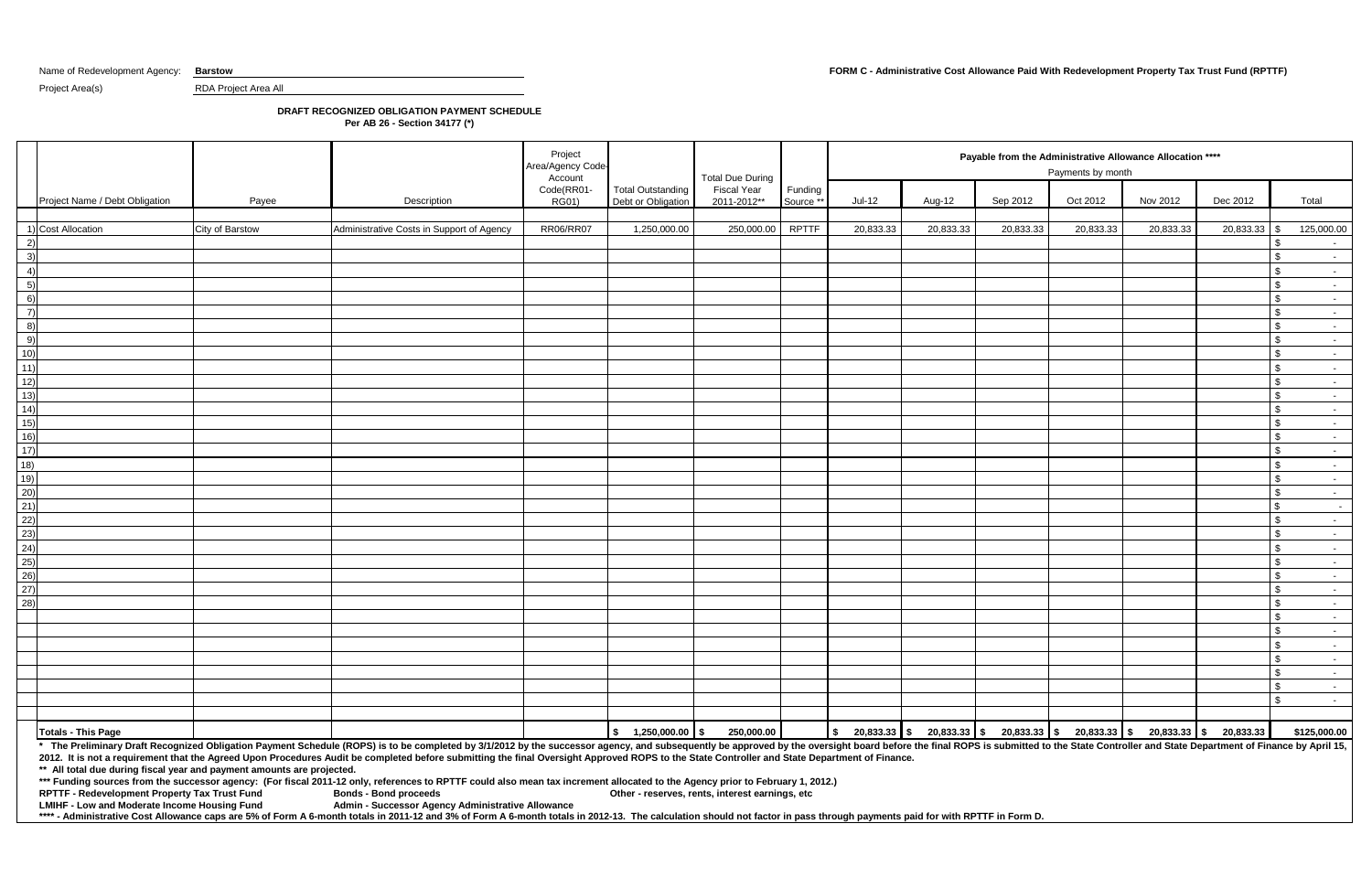Name of Redevelopment Agency: **Barstow**

Project Area(s) RDA Project Area All

**FORM C - Administrative Cost Allowance Paid With Redevelopment Property Tax Trust Fund (RPTTF)**

**DRAFT RECOGNIZED OBLIGATION PAYMENT SCHEDULE**
**Per AB 26 - Section 34177 (*)**

| | | | | | | | Payable from the Administrative Allowance Allocation **** | | | | | | |
|---|---|---|---|---|---|---|---|---|---|---|---|---|---|
| | | | | | | | Payments by month | | | | | | |
| Project Name / Debt Obligation | Payee | Description | Project Area/Agency Code-Account Code(RR01-RG01) | Total Outstanding Debt or Obligation | Total Due During Fiscal Year 2011-2012** | Funding Source ** | Jul-12 | Aug-12 | Sep 2012 | Oct 2012 | Nov 2012 | Dec 2012 | Total |
| 1) Cost Allocation | City of Barstow | Administrative Costs in Support of Agency | RR06/RR07 | 1,250,000.00 | 250,000.00 | RPTTF | 20,833.33 | 20,833.33 | 20,833.33 | 20,833.33 | 20,833.33 | 20,833.33 | $ 125,000.00 |
| 2) | | | | | | | | | | | | | $ - |
| 3) | | | | | | | | | | | | | $ - |
| 4) | | | | | | | | | | | | | $ - |
| 5) | | | | | | | | | | | | | $ - |
| 6) | | | | | | | | | | | | | $ - |
| 7) | | | | | | | | | | | | | $ - |
| 8) | | | | | | | | | | | | | $ - |
| 9) | | | | | | | | | | | | | $ - |
| 10) | | | | | | | | | | | | | $ - |
| 11) | | | | | | | | | | | | | $ - |
| 12) | | | | | | | | | | | | | $ - |
| 13) | | | | | | | | | | | | | $ - |
| 14) | | | | | | | | | | | | | $ - |
| 15) | | | | | | | | | | | | | $ - |
| 16) | | | | | | | | | | | | | $ - |
| 17) | | | | | | | | | | | | | $ - |
| 18) | | | | | | | | | | | | | $ - |
| 19) | | | | | | | | | | | | | $ - |
| 20) | | | | | | | | | | | | | $ - |
| 21) | | | | | | | | | | | | | $ - |
| 22) | | | | | | | | | | | | | $ - |
| 23) | | | | | | | | | | | | | $ - |
| 24) | | | | | | | | | | | | | $ - |
| 25) | | | | | | | | | | | | | $ - |
| 26) | | | | | | | | | | | | | $ - |
| 27) | | | | | | | | | | | | | $ - |
| 28) | | | | | | | | | | | | | $ - |
| | | | | | | | | | | | | | $ - |
| | | | | | | | | | | | | | $ - |
| | | | | | | | | | | | | | $ - |
| | | | | | | | | | | | | | $ - |
| | | | | | | | | | | | | | $ - |
| | | | | | | | | | | | | | $ - |
| | | | | | | | | | | | | | $ - |
| **Totals - This Page** | | | | **$ 1,250,000.00** | **$ 250,000.00** | | **$ 20,833.33** | **$ 20,833.33** | **$ 20,833.33** | **$ 20,833.33** | **$ 20,833.33** | **$ 20,833.33** | **$125,000.00** |

**\* The Preliminary Draft Recognized Obligation Payment Schedule (ROPS) is to be completed by 3/1/2012 by the successor agency, and subsequently be approved by the oversight board before the final ROPS is submitted to the State Controller and State Department of Finance by April 15, 2012. It is not a requirement that the Agreed Upon Procedures Audit be completed before submitting the final Oversight Approved ROPS to the State Controller and State Department of Finance.**

**\*\* All total due during fiscal year and payment amounts are projected.**

**\*\*\* Funding sources from the successor agency: (For fiscal 2011-12 only, references to RPTTF could also mean tax increment allocated to the Agency prior to February 1, 2012.)**

**RPTTF - Redevelopment Property Tax Trust Fund** **Bonds - Bond proceeds** **Other - reserves, rents, interest earnings, etc**

**LMIHF - Low and Moderate Income Housing Fund** **Admin - Successor Agency Administrative Allowance**

**\*\*\*\* - Administrative Cost Allowance caps are 5% of Form A 6-month totals in 2011-12 and 3% of Form A 6-month totals in 2012-13. The calculation should not factor in pass through payments paid for with RPTTF in Form D.**